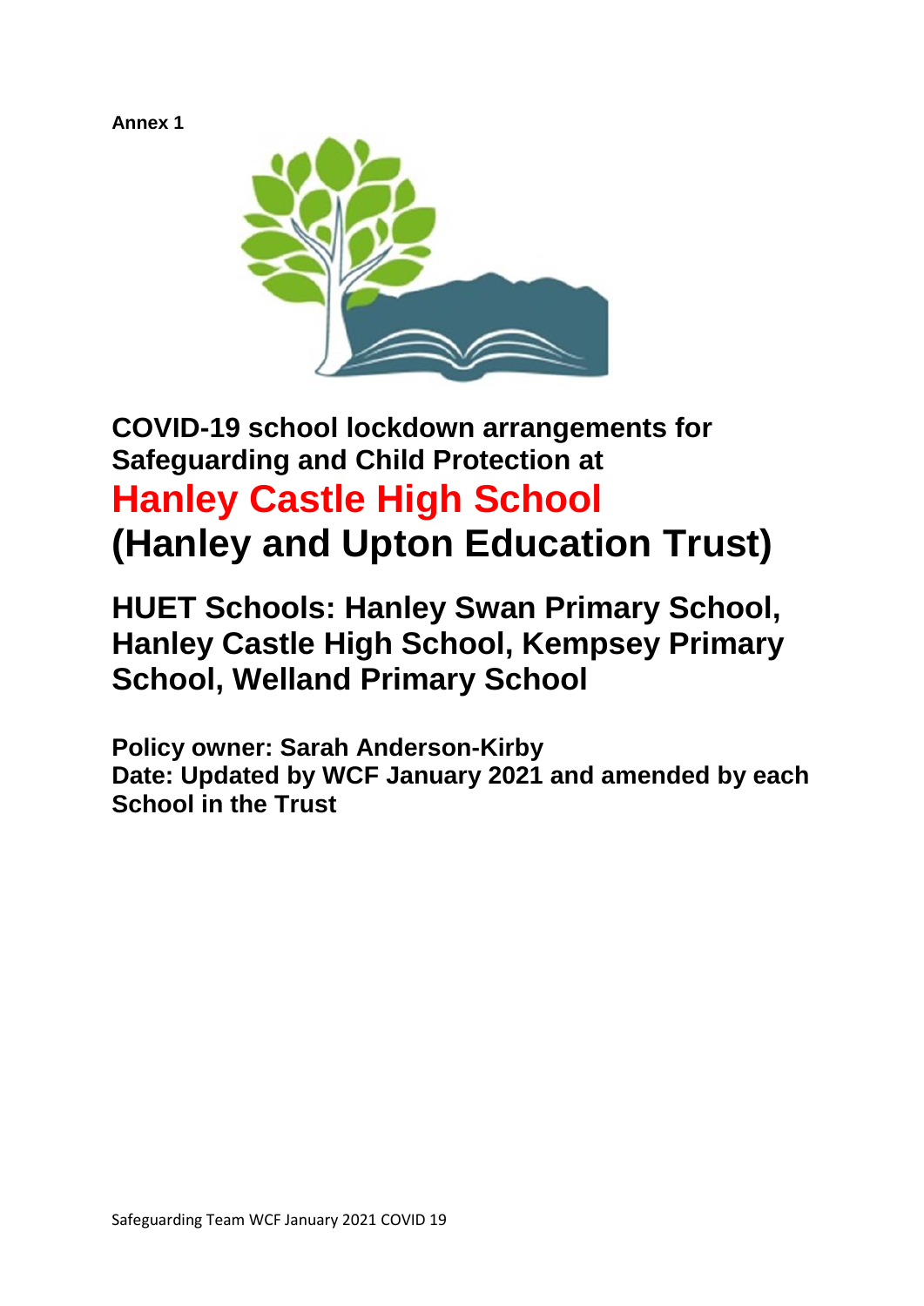**Annex 1**

# COVID-19 school lockdown arrangements for Safeguarding and Child Protection at

# Hanley Castle High School

# (Hanley and Upton Education Trust)

## HUET Schools: Hanley Swan Primary School, Hanley Castle High School, Kempsey Primary School, Welland Primary School

**Policy owner: Sarah Anderson-Kirby**
**Date: Updated by WCF January 2021 and amended by each School in the Trust**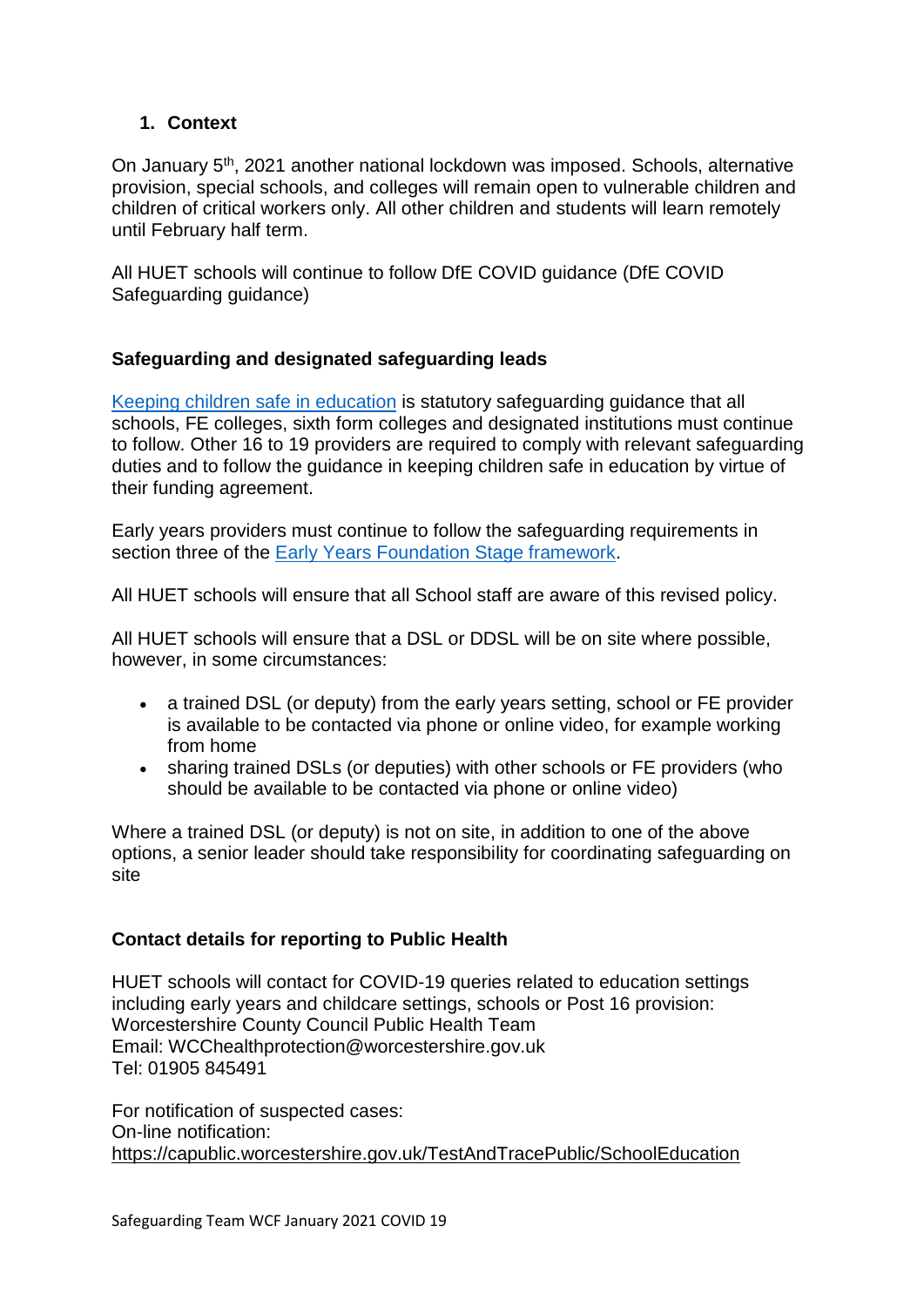## 1. Context

On January 5th, 2021 another national lockdown was imposed. Schools, alternative provision, special schools, and colleges will remain open to vulnerable children and children of critical workers only. All other children and students will learn remotely until February half term.

All HUET schools will continue to follow DfE COVID guidance (DfE COVID Safeguarding guidance)

### Safeguarding and designated safeguarding leads

Keeping children safe in education is statutory safeguarding guidance that all schools, FE colleges, sixth form colleges and designated institutions must continue to follow. Other 16 to 19 providers are required to comply with relevant safeguarding duties and to follow the guidance in keeping children safe in education by virtue of their funding agreement.

Early years providers must continue to follow the safeguarding requirements in section three of the Early Years Foundation Stage framework.

All HUET schools will ensure that all School staff are aware of this revised policy.

All HUET schools will ensure that a DSL or DDSL will be on site where possible, however, in some circumstances:

- a trained DSL (or deputy) from the early years setting, school or FE provider is available to be contacted via phone or online video, for example working from home
- sharing trained DSLs (or deputies) with other schools or FE providers (who should be available to be contacted via phone or online video)

Where a trained DSL (or deputy) is not on site, in addition to one of the above options, a senior leader should take responsibility for coordinating safeguarding on site

### Contact details for reporting to Public Health

HUET schools will contact for COVID-19 queries related to education settings including early years and childcare settings, schools or Post 16 provision:
Worcestershire County Council Public Health Team
Email: WCChealthprotection@worcestershire.gov.uk
Tel: 01905 845491

For notification of suspected cases:
On-line notification:
https://capublic.worcestershire.gov.uk/TestAndTracePublic/SchoolEducation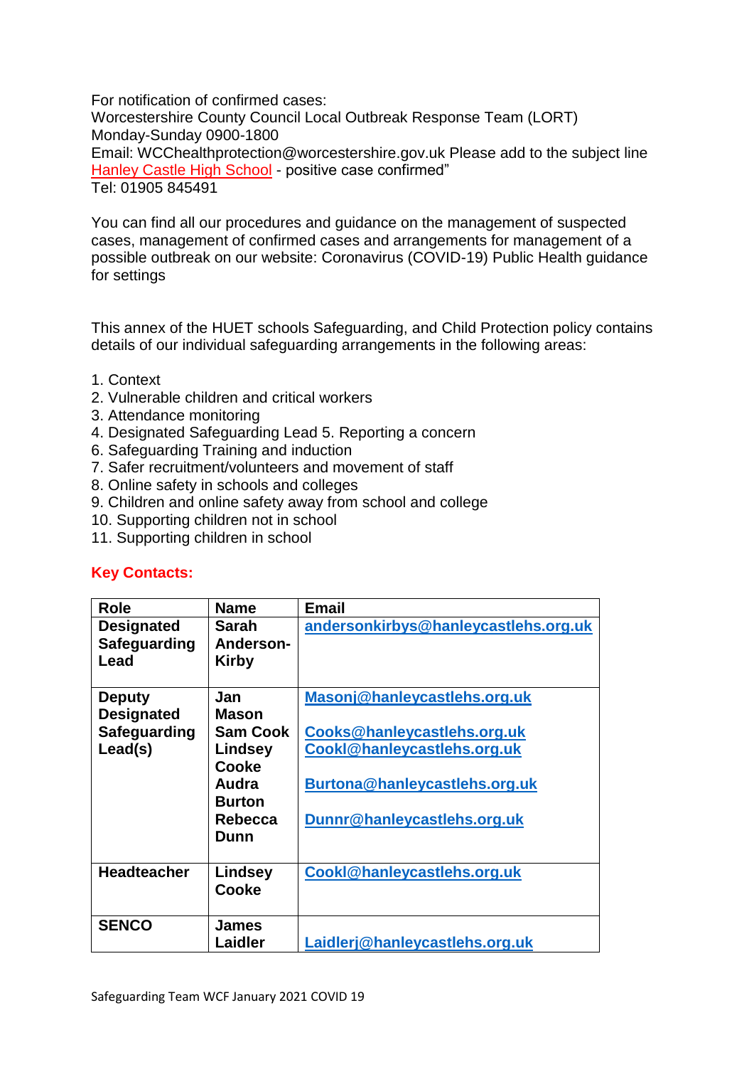For notification of confirmed cases:
Worcestershire County Council Local Outbreak Response Team (LORT)
Monday-Sunday 0900-1800
Email: WCChealthprotection@worcestershire.gov.uk Please add to the subject line Hanley Castle High School - positive case confirmed"
Tel: 01905 845491

You can find all our procedures and guidance on the management of suspected cases, management of confirmed cases and arrangements for management of a possible outbreak on our website: Coronavirus (COVID-19) Public Health guidance for settings

This annex of the HUET schools Safeguarding, and Child Protection policy contains details of our individual safeguarding arrangements in the following areas:

1. Context
2. Vulnerable children and critical workers
3. Attendance monitoring
4. Designated Safeguarding Lead 5. Reporting a concern
6. Safeguarding Training and induction
7. Safer recruitment/volunteers and movement of staff
8. Online safety in schools and colleges
9. Children and online safety away from school and college
10. Supporting children not in school
11. Supporting children in school

**Key Contacts:**

| Role | Name | Email |
|---|---|---|
| **Designated Safeguarding Lead** | **Sarah Anderson-Kirby** | **andersonkirbys@hanleycastlehs.org.uk** |
| **Deputy Designated Safeguarding Lead(s)** | **Jan Mason**<br>**Sam Cook**<br>**Lindsey Cooke**<br>**Audra Burton**<br>**Rebecca Dunn** | **Masonj@hanleycastlehs.org.uk**<br>**Cooks@hanleycastlehs.org.uk**<br>**Cookl@hanleycastlehs.org.uk**<br>**Burtona@hanleycastlehs.org.uk**<br>**Dunnr@hanleycastlehs.org.uk** |
| **Headteacher** | **Lindsey Cooke** | **Cookl@hanleycastlehs.org.uk** |
| **SENCO** | **James Laidler** | **Laidlerj@hanleycastlehs.org.uk** |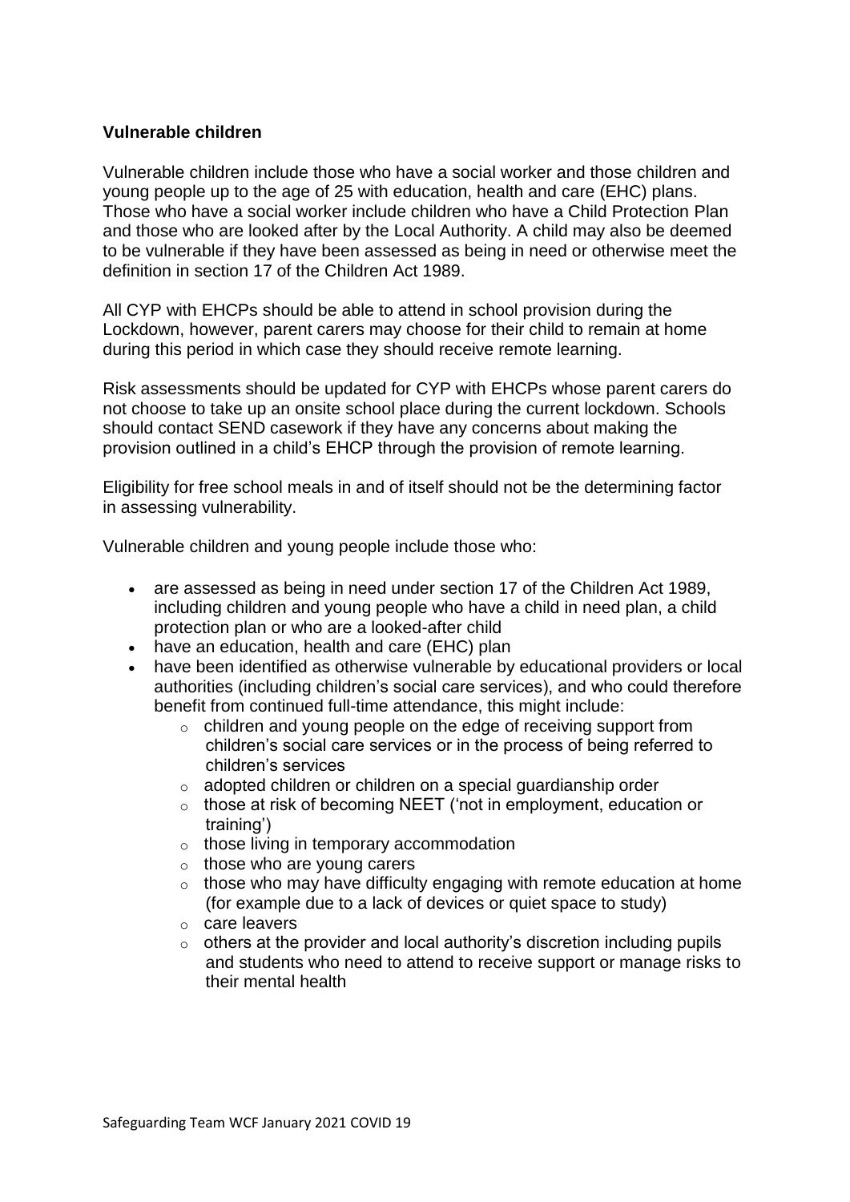**Vulnerable children**

Vulnerable children include those who have a social worker and those children and young people up to the age of 25 with education, health and care (EHC) plans. Those who have a social worker include children who have a Child Protection Plan and those who are looked after by the Local Authority. A child may also be deemed to be vulnerable if they have been assessed as being in need or otherwise meet the definition in section 17 of the Children Act 1989.

All CYP with EHCPs should be able to attend in school provision during the Lockdown, however, parent carers may choose for their child to remain at home during this period in which case they should receive remote learning.

Risk assessments should be updated for CYP with EHCPs whose parent carers do not choose to take up an onsite school place during the current lockdown. Schools should contact SEND casework if they have any concerns about making the provision outlined in a child's EHCP through the provision of remote learning.

Eligibility for free school meals in and of itself should not be the determining factor in assessing vulnerability.

Vulnerable children and young people include those who:

- are assessed as being in need under section 17 of the Children Act 1989, including children and young people who have a child in need plan, a child protection plan or who are a looked-after child
- have an education, health and care (EHC) plan
- have been identified as otherwise vulnerable by educational providers or local authorities (including children's social care services), and who could therefore benefit from continued full-time attendance, this might include:
  - children and young people on the edge of receiving support from children's social care services or in the process of being referred to children's services
  - adopted children or children on a special guardianship order
  - those at risk of becoming NEET ('not in employment, education or training')
  - those living in temporary accommodation
  - those who are young carers
  - those who may have difficulty engaging with remote education at home (for example due to a lack of devices or quiet space to study)
  - care leavers
  - others at the provider and local authority's discretion including pupils and students who need to attend to receive support or manage risks to their mental health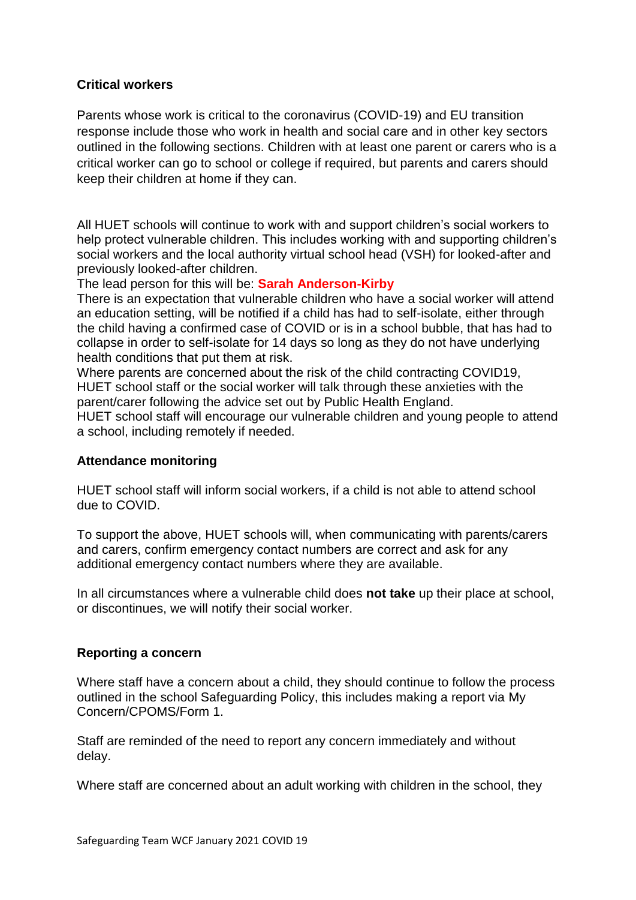### Critical workers

Parents whose work is critical to the coronavirus (COVID-19) and EU transition response include those who work in health and social care and in other key sectors outlined in the following sections. Children with at least one parent or carers who is a critical worker can go to school or college if required, but parents and carers should keep their children at home if they can.

All HUET schools will continue to work with and support children's social workers to help protect vulnerable children. This includes working with and supporting children's social workers and the local authority virtual school head (VSH) for looked-after and previously looked-after children.
The lead person for this will be: **Sarah Anderson-Kirby**
There is an expectation that vulnerable children who have a social worker will attend an education setting, will be notified if a child has had to self-isolate, either through the child having a confirmed case of COVID or is in a school bubble, that has had to collapse in order to self-isolate for 14 days so long as they do not have underlying health conditions that put them at risk.
Where parents are concerned about the risk of the child contracting COVID19, HUET school staff or the social worker will talk through these anxieties with the parent/carer following the advice set out by Public Health England.
HUET school staff will encourage our vulnerable children and young people to attend a school, including remotely if needed.

### Attendance monitoring

HUET school staff will inform social workers, if a child is not able to attend school due to COVID.

To support the above, HUET schools will, when communicating with parents/carers and carers, confirm emergency contact numbers are correct and ask for any additional emergency contact numbers where they are available.

In all circumstances where a vulnerable child does **not take** up their place at school, or discontinues, we will notify their social worker.

### Reporting a concern

Where staff have a concern about a child, they should continue to follow the process outlined in the school Safeguarding Policy, this includes making a report via My Concern/CPOMS/Form 1.

Staff are reminded of the need to report any concern immediately and without delay.

Where staff are concerned about an adult working with children in the school, they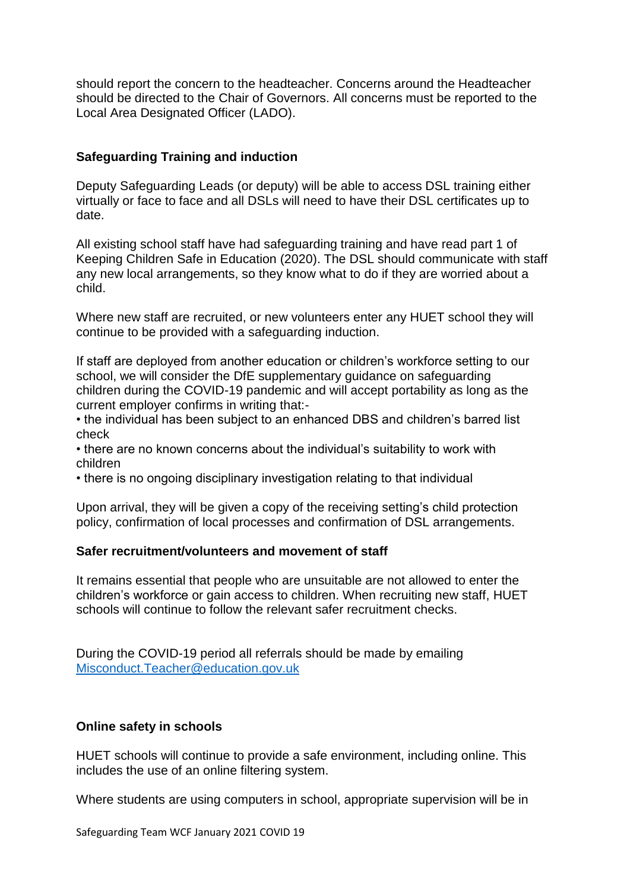should report the concern to the headteacher. Concerns around the Headteacher should be directed to the Chair of Governors. All concerns must be reported to the Local Area Designated Officer (LADO).

**Safeguarding Training and induction**

Deputy Safeguarding Leads (or deputy) will be able to access DSL training either virtually or face to face and all DSLs will need to have their DSL certificates up to date.

All existing school staff have had safeguarding training and have read part 1 of Keeping Children Safe in Education (2020). The DSL should communicate with staff any new local arrangements, so they know what to do if they are worried about a child.

Where new staff are recruited, or new volunteers enter any HUET school they will continue to be provided with a safeguarding induction.

If staff are deployed from another education or children's workforce setting to our school, we will consider the DfE supplementary guidance on safeguarding children during the COVID-19 pandemic and will accept portability as long as the current employer confirms in writing that:-

• the individual has been subject to an enhanced DBS and children's barred list check
• there are no known concerns about the individual's suitability to work with children
• there is no ongoing disciplinary investigation relating to that individual

Upon arrival, they will be given a copy of the receiving setting's child protection policy, confirmation of local processes and confirmation of DSL arrangements.

**Safer recruitment/volunteers and movement of staff**

It remains essential that people who are unsuitable are not allowed to enter the children's workforce or gain access to children. When recruiting new staff, HUET schools will continue to follow the relevant safer recruitment checks.

During the COVID-19 period all referrals should be made by emailing [Misconduct.Teacher@education.gov.uk](mailto:Misconduct.Teacher@education.gov.uk)

**Online safety in schools**

HUET schools will continue to provide a safe environment, including online. This includes the use of an online filtering system.

Where students are using computers in school, appropriate supervision will be in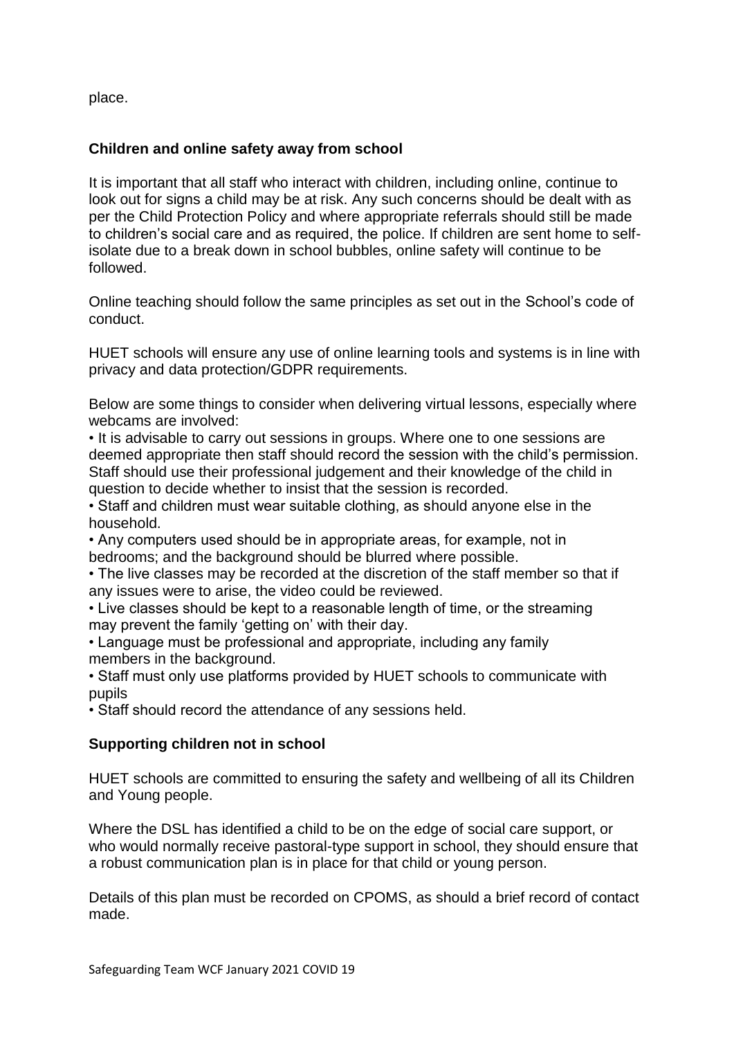place.

## Children and online safety away from school

It is important that all staff who interact with children, including online, continue to look out for signs a child may be at risk. Any such concerns should be dealt with as per the Child Protection Policy and where appropriate referrals should still be made to children's social care and as required, the police. If children are sent home to self-isolate due to a break down in school bubbles, online safety will continue to be followed.

Online teaching should follow the same principles as set out in the School's code of conduct.

HUET schools will ensure any use of online learning tools and systems is in line with privacy and data protection/GDPR requirements.

Below are some things to consider when delivering virtual lessons, especially where webcams are involved:

- It is advisable to carry out sessions in groups. Where one to one sessions are deemed appropriate then staff should record the session with the child's permission. Staff should use their professional judgement and their knowledge of the child in question to decide whether to insist that the session is recorded.
- Staff and children must wear suitable clothing, as should anyone else in the household.
- Any computers used should be in appropriate areas, for example, not in bedrooms; and the background should be blurred where possible.
- The live classes may be recorded at the discretion of the staff member so that if any issues were to arise, the video could be reviewed.
- Live classes should be kept to a reasonable length of time, or the streaming may prevent the family 'getting on' with their day.
- Language must be professional and appropriate, including any family members in the background.
- Staff must only use platforms provided by HUET schools to communicate with pupils
- Staff should record the attendance of any sessions held.

## Supporting children not in school

HUET schools are committed to ensuring the safety and wellbeing of all its Children and Young people.

Where the DSL has identified a child to be on the edge of social care support, or who would normally receive pastoral-type support in school, they should ensure that a robust communication plan is in place for that child or young person.

Details of this plan must be recorded on CPOMS, as should a brief record of contact made.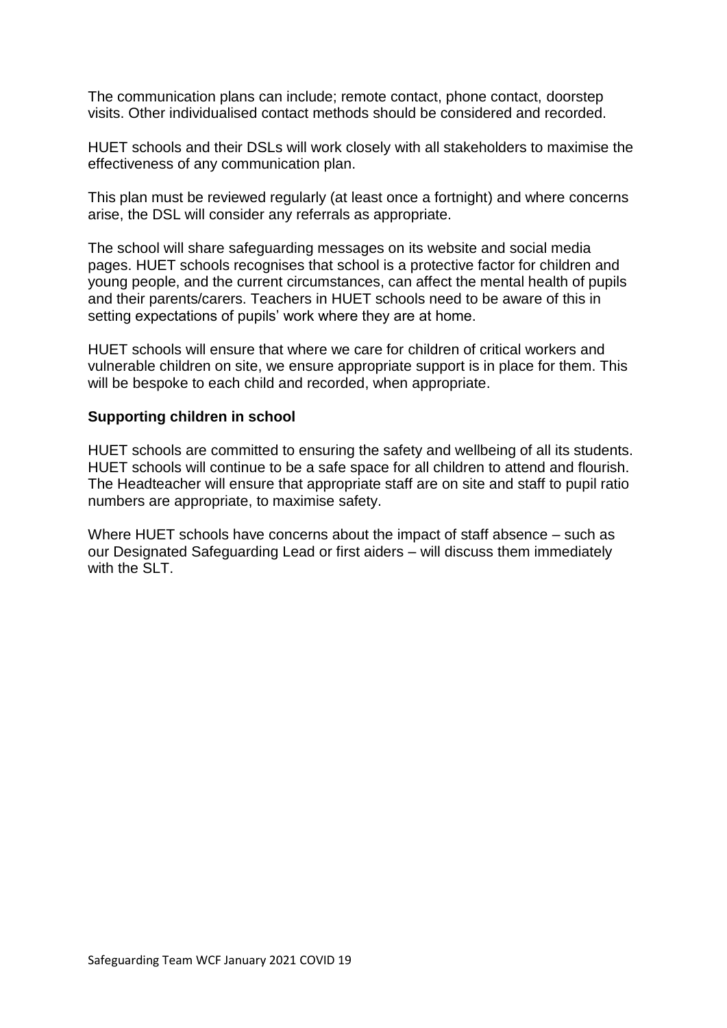The communication plans can include; remote contact, phone contact, doorstep visits. Other individualised contact methods should be considered and recorded.

HUET schools and their DSLs will work closely with all stakeholders to maximise the effectiveness of any communication plan.

This plan must be reviewed regularly (at least once a fortnight) and where concerns arise, the DSL will consider any referrals as appropriate.

The school will share safeguarding messages on its website and social media pages. HUET schools recognises that school is a protective factor for children and young people, and the current circumstances, can affect the mental health of pupils and their parents/carers. Teachers in HUET schools need to be aware of this in setting expectations of pupils' work where they are at home.

HUET schools will ensure that where we care for children of critical workers and vulnerable children on site, we ensure appropriate support is in place for them. This will be bespoke to each child and recorded, when appropriate.

**Supporting children in school**

HUET schools are committed to ensuring the safety and wellbeing of all its students. HUET schools will continue to be a safe space for all children to attend and flourish. The Headteacher will ensure that appropriate staff are on site and staff to pupil ratio numbers are appropriate, to maximise safety.

Where HUET schools have concerns about the impact of staff absence – such as our Designated Safeguarding Lead or first aiders – will discuss them immediately with the SLT.